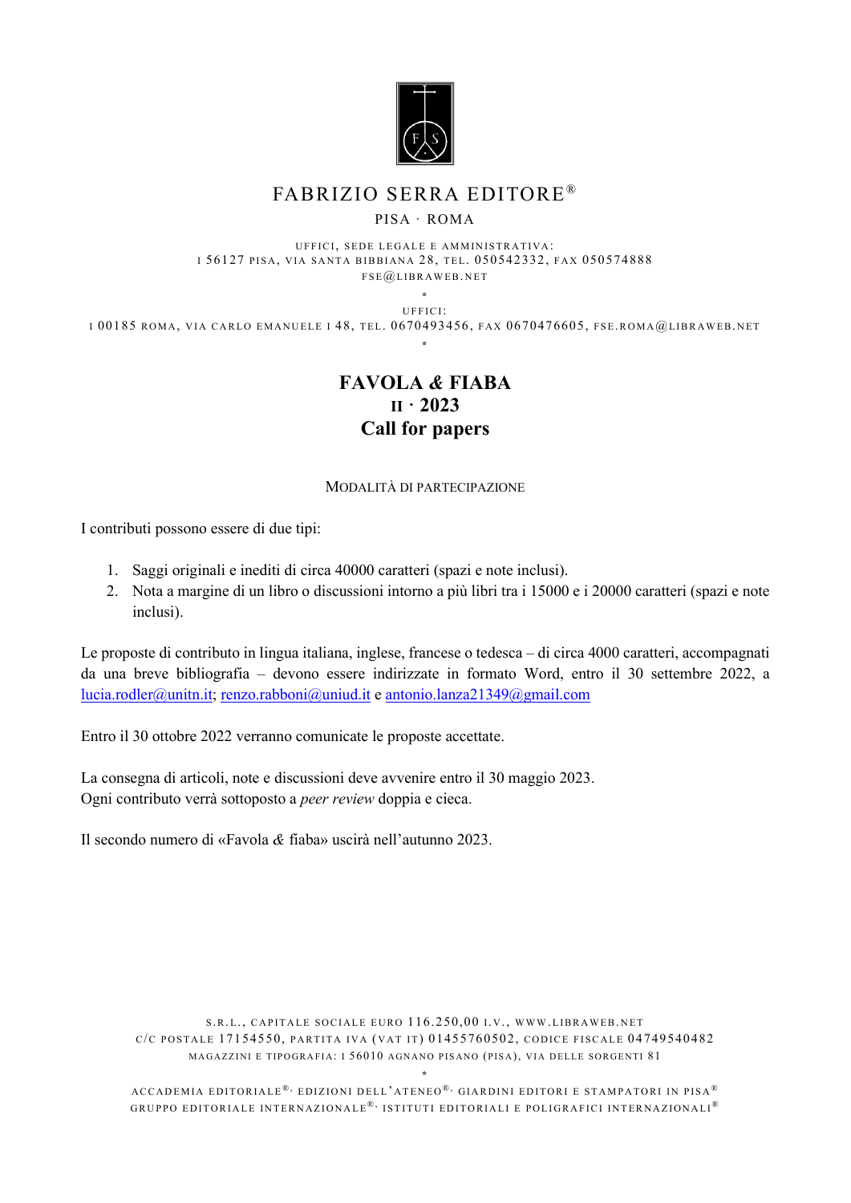FABRIZIO SERRA EDITORE®

PISA · ROMA

UFFICI, SEDE LEGALE E AMMINISTRATIVA:
I 56127 PISA, VIA SANTA BIBBIANA 28, TEL. 050542332, FAX 050574888
FSE@LIBRAWEB.NET

\*

UFFICI:
I 00185 ROMA, VIA CARLO EMANUELE I 48, TEL. 0670493456, FAX 0670476605, FSE.ROMA@LIBRAWEB.NET

\*

# FAVOLA *&* FIABA
# II · 2023
# Call for papers

## MODALITÀ DI PARTECIPAZIONE

I contributi possono essere di due tipi:

1. Saggi originali e inediti di circa 40000 caratteri (spazi e note inclusi).
2. Nota a margine di un libro o discussioni intorno a più libri tra i 15000 e i 20000 caratteri (spazi e note inclusi).

Le proposte di contributo in lingua italiana, inglese, francese o tedesca – di circa 4000 caratteri, accompagnati da una breve bibliografia – devono essere indirizzate in formato Word, entro il 30 settembre 2022, a lucia.rodler@unitn.it; renzo.rabboni@uniud.it e antonio.lanza21349@gmail.com

Entro il 30 ottobre 2022 verranno comunicate le proposte accettate.

La consegna di articoli, note e discussioni deve avvenire entro il 30 maggio 2023.
Ogni contributo verrà sottoposto a *peer review* doppia e cieca.

Il secondo numero di «Favola *&* fiaba» uscirà nell'autunno 2023.

S.R.L., CAPITALE SOCIALE EURO 116.250,00 I.V., WWW.LIBRAWEB.NET
C/C POSTALE 17154550, PARTITA IVA (VAT IT) 01455760502, CODICE FISCALE 04749540482
MAGAZZINI E TIPOGRAFIA: I 56010 AGNANO PISANO (PISA), VIA DELLE SORGENTI 81

\*

ACCADEMIA EDITORIALE®· EDIZIONI DELL'ATENEO®· GIARDINI EDITORI E STAMPATORI IN PISA®
GRUPPO EDITORIALE INTERNAZIONALE®· ISTITUTI EDITORIALI E POLIGRAFICI INTERNAZIONALI®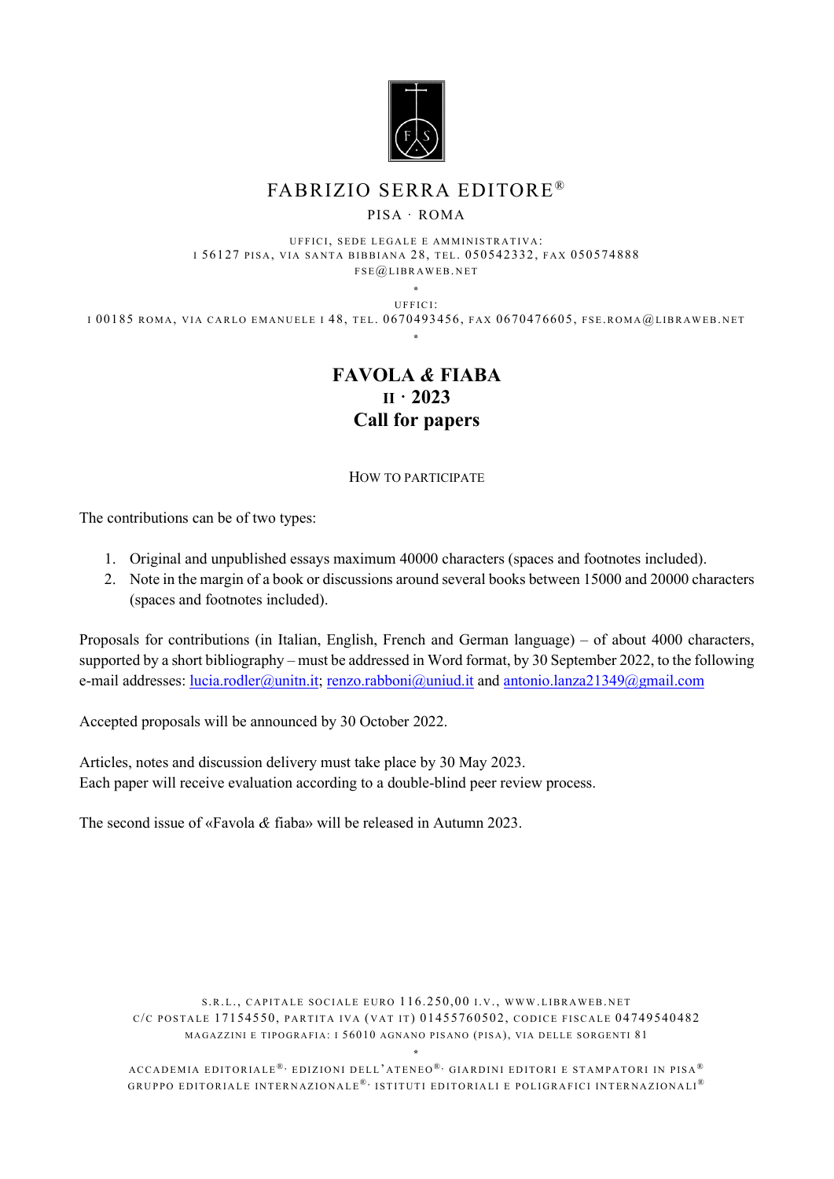FABRIZIO SERRA EDITORE®

PISA · ROMA

UFFICI, SEDE LEGALE E AMMINISTRATIVA:
I 56127 PISA, VIA SANTA BIBBIANA 28, TEL. 050542332, FAX 050574888
FSE@LIBRAWEB.NET

*

UFFICI:
I 00185 ROMA, VIA CARLO EMANUELE I 48, TEL. 0670493456, FAX 0670476605, FSE.ROMA@LIBRAWEB.NET

*

# FAVOLA *&* FIABA
## II · 2023
## Call for papers

HOW TO PARTICIPATE

The contributions can be of two types:

1. Original and unpublished essays maximum 40000 characters (spaces and footnotes included).
2. Note in the margin of a book or discussions around several books between 15000 and 20000 characters (spaces and footnotes included).

Proposals for contributions (in Italian, English, French and German language) – of about 4000 characters, supported by a short bibliography – must be addressed in Word format, by 30 September 2022, to the following e-mail addresses: lucia.rodler@unitn.it; renzo.rabboni@uniud.it and antonio.lanza21349@gmail.com

Accepted proposals will be announced by 30 October 2022.

Articles, notes and discussion delivery must take place by 30 May 2023.
Each paper will receive evaluation according to a double-blind peer review process.

The second issue of «Favola *&* fiaba» will be released in Autumn 2023.

S.R.L., CAPITALE SOCIALE EURO 116.250,00 I.V., WWW.LIBRAWEB.NET
C/C POSTALE 17154550, PARTITA IVA (VAT IT) 01455760502, CODICE FISCALE 04749540482
MAGAZZINI E TIPOGRAFIA: I 56010 AGNANO PISANO (PISA), VIA DELLE SORGENTI 81

*

ACCADEMIA EDITORIALE®· EDIZIONI DELL'ATENEO®· GIARDINI EDITORI E STAMPATORI IN PISA®
GRUPPO EDITORIALE INTERNAZIONALE®· ISTITUTI EDITORIALI E POLIGRAFICI INTERNAZIONALI®